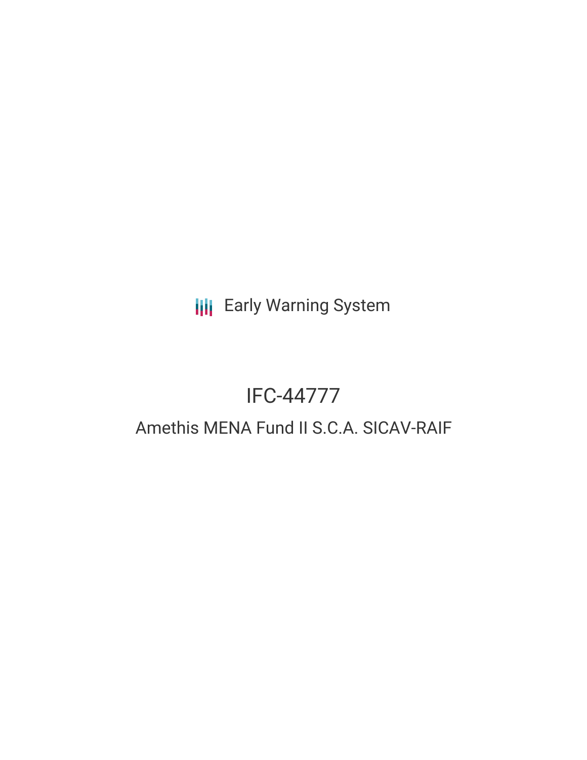Early Warning System

# IFC-44777

## Amethis MENA Fund II S.C.A. SICAV-RAIF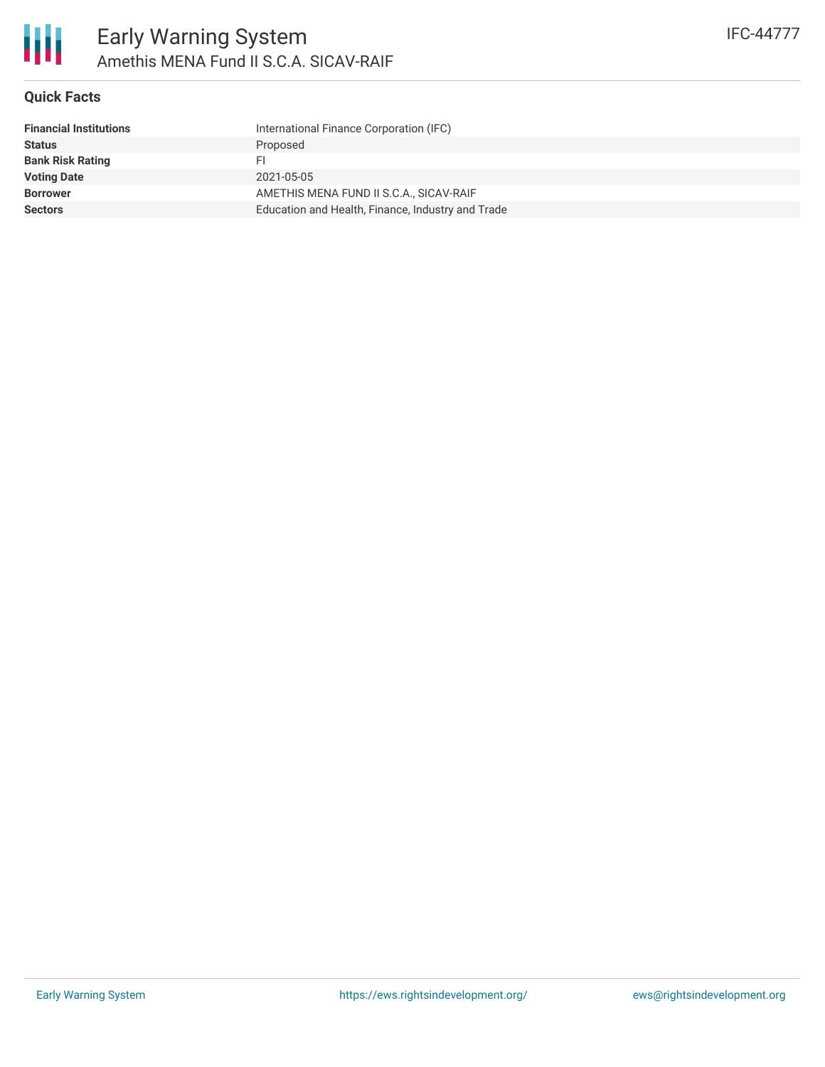# Early Warning System

## Amethis MENA Fund II S.C.A. SICAV-RAIF

IFC-44777

### Quick Facts

| | |
|---|---|
| **Financial Institutions** | International Finance Corporation (IFC) |
| **Status** | Proposed |
| **Bank Risk Rating** | FI |
| **Voting Date** | 2021-05-05 |
| **Borrower** | AMETHIS MENA FUND II S.C.A., SICAV-RAIF |
| **Sectors** | Education and Health, Finance, Industry and Trade |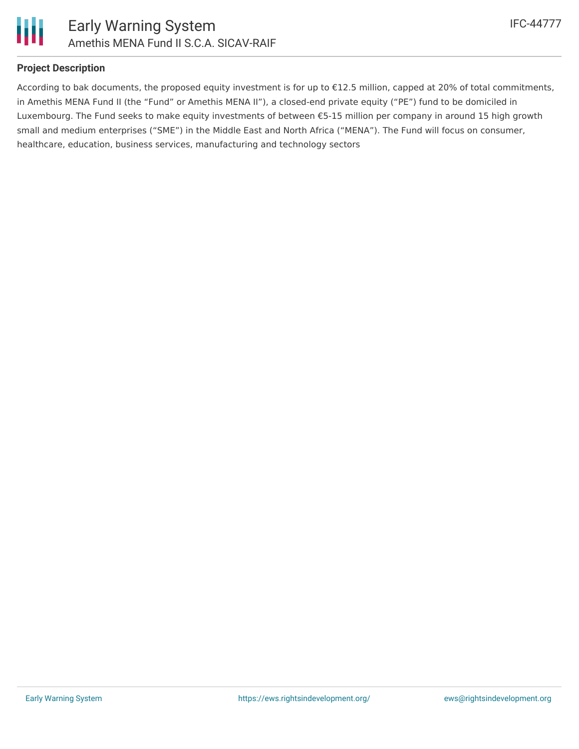**Project Description**

According to bak documents, the proposed equity investment is for up to €12.5 million, capped at 20% of total commitments, in Amethis MENA Fund II (the "Fund" or Amethis MENA II"), a closed-end private equity ("PE") fund to be domiciled in Luxembourg. The Fund seeks to make equity investments of between €5-15 million per company in around 15 high growth small and medium enterprises ("SME") in the Middle East and North Africa ("MENA"). The Fund will focus on consumer, healthcare, education, business services, manufacturing and technology sectors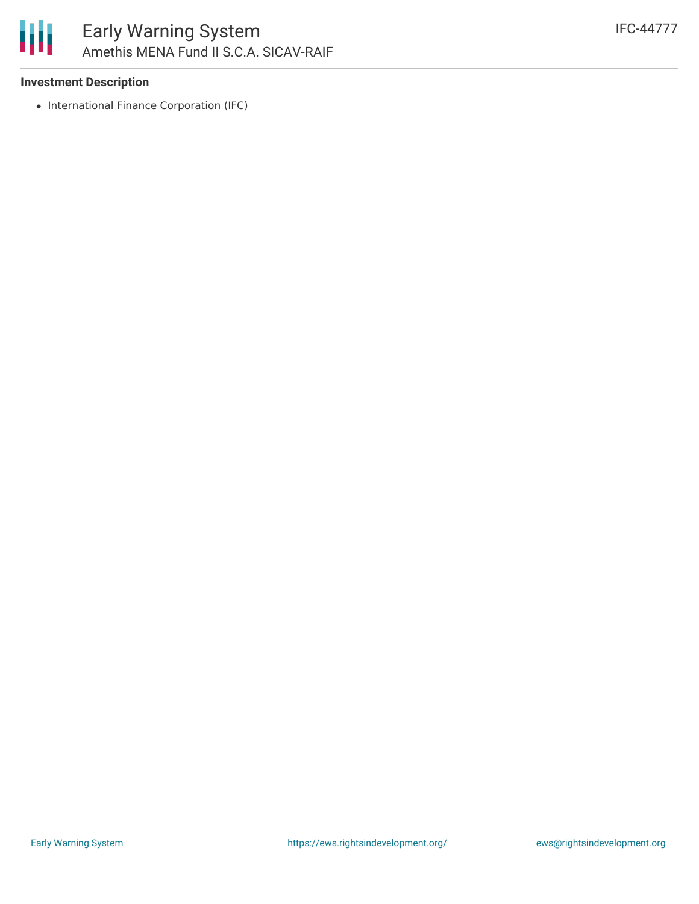### Investment Description

- International Finance Corporation (IFC)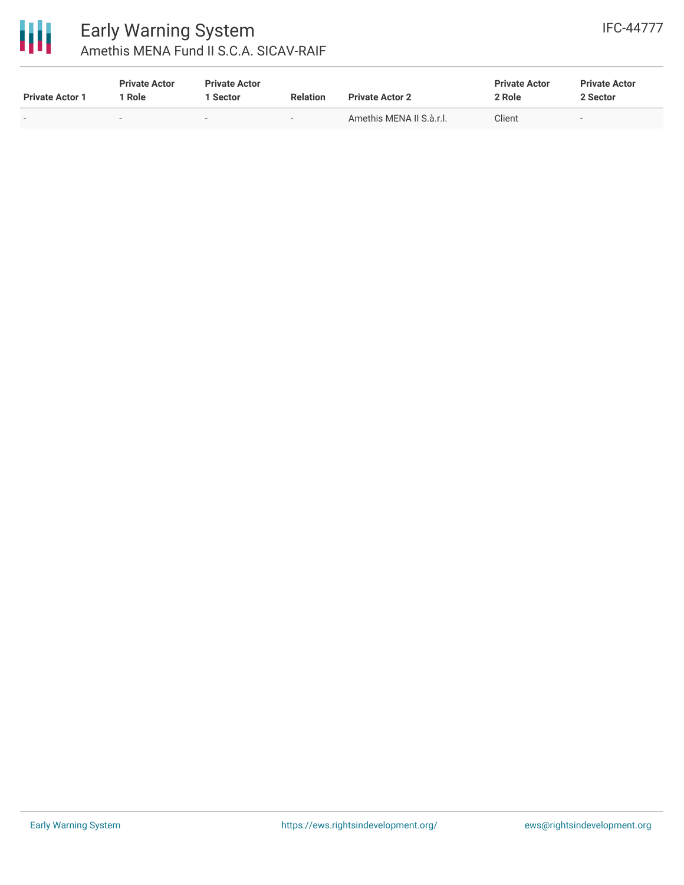| Private Actor 1 | Private Actor 1 Role | Private Actor 1 Sector | Relation | Private Actor 2 | Private Actor 2 Role | Private Actor 2 Sector |
| --- | --- | --- | --- | --- | --- | --- |
| - | - | - | - | Amethis MENA II S.à.r.l. | Client | - |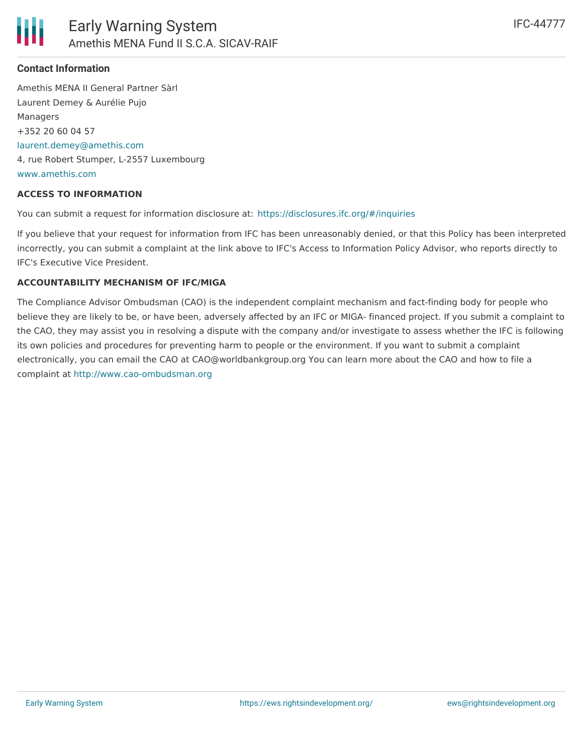### Contact Information

Amethis MENA II General Partner Sàrl
Laurent Demey & Aurélie Pujo
Managers
+352 20 60 04 57
laurent.demey@amethis.com
4, rue Robert Stumper, L-2557 Luxembourg
www.amethis.com

#### ACCESS TO INFORMATION

You can submit a request for information disclosure at: https://disclosures.ifc.org/#/inquiries

If you believe that your request for information from IFC has been unreasonably denied, or that this Policy has been interpreted incorrectly, you can submit a complaint at the link above to IFC's Access to Information Policy Advisor, who reports directly to IFC's Executive Vice President.

#### ACCOUNTABILITY MECHANISM OF IFC/MIGA

The Compliance Advisor Ombudsman (CAO) is the independent complaint mechanism and fact-finding body for people who believe they are likely to be, or have been, adversely affected by an IFC or MIGA- financed project. If you submit a complaint to the CAO, they may assist you in resolving a dispute with the company and/or investigate to assess whether the IFC is following its own policies and procedures for preventing harm to people or the environment. If you want to submit a complaint electronically, you can email the CAO at CAO@worldbankgroup.org You can learn more about the CAO and how to file a complaint at http://www.cao-ombudsman.org